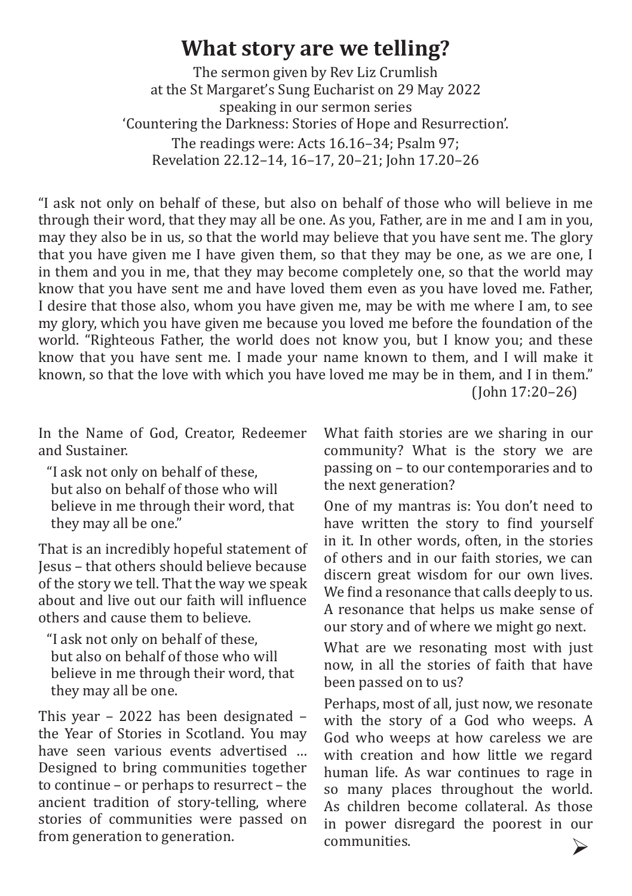# What story are we telling?

The sermon given by Rev Liz Crumlish
at the St Margaret's Sung Eucharist on 29 May 2022
speaking in our sermon series
'Countering the Darkness: Stories of Hope and Resurrection'.
The readings were: Acts 16.16–34; Psalm 97;
Revelation 22.12–14, 16–17, 20–21; John 17.20–26

"I ask not only on behalf of these, but also on behalf of those who will believe in me through their word, that they may all be one. As you, Father, are in me and I am in you, may they also be in us, so that the world may believe that you have sent me. The glory that you have given me I have given them, so that they may be one, as we are one, I in them and you in me, that they may become completely one, so that the world may know that you have sent me and have loved them even as you have loved me. Father, I desire that those also, whom you have given me, may be with me where I am, to see my glory, which you have given me because you loved me before the foundation of the world. "Righteous Father, the world does not know you, but I know you; and these know that you have sent me. I made your name known to them, and I will make it known, so that the love with which you have loved me may be in them, and I in them."
(John 17:20–26)

In the Name of God, Creator, Redeemer and Sustainer.

> "I ask not only on behalf of these,
> but also on behalf of those who will believe in me through their word, that they may all be one."

That is an incredibly hopeful statement of Jesus – that others should believe because of the story we tell. That the way we speak about and live out our faith will influence others and cause them to believe.

> "I ask not only on behalf of these,
> but also on behalf of those who will believe in me through their word, that they may all be one.

This year – 2022 has been designated – the Year of Stories in Scotland. You may have seen various events advertised … Designed to bring communities together to continue – or perhaps to resurrect – the ancient tradition of story-telling, where stories of communities were passed on from generation to generation.

What faith stories are we sharing in our community? What is the story we are passing on – to our contemporaries and to the next generation?

One of my mantras is: You don't need to have written the story to find yourself in it. In other words, often, in the stories of others and in our faith stories, we can discern great wisdom for our own lives. We find a resonance that calls deeply to us. A resonance that helps us make sense of our story and of where we might go next.

What are we resonating most with just now, in all the stories of faith that have been passed on to us?

Perhaps, most of all, just now, we resonate with the story of a God who weeps. A God who weeps at how careless we are with creation and how little we regard human life. As war continues to rage in so many places throughout the world. As children become collateral. As those in power disregard the poorest in our communities.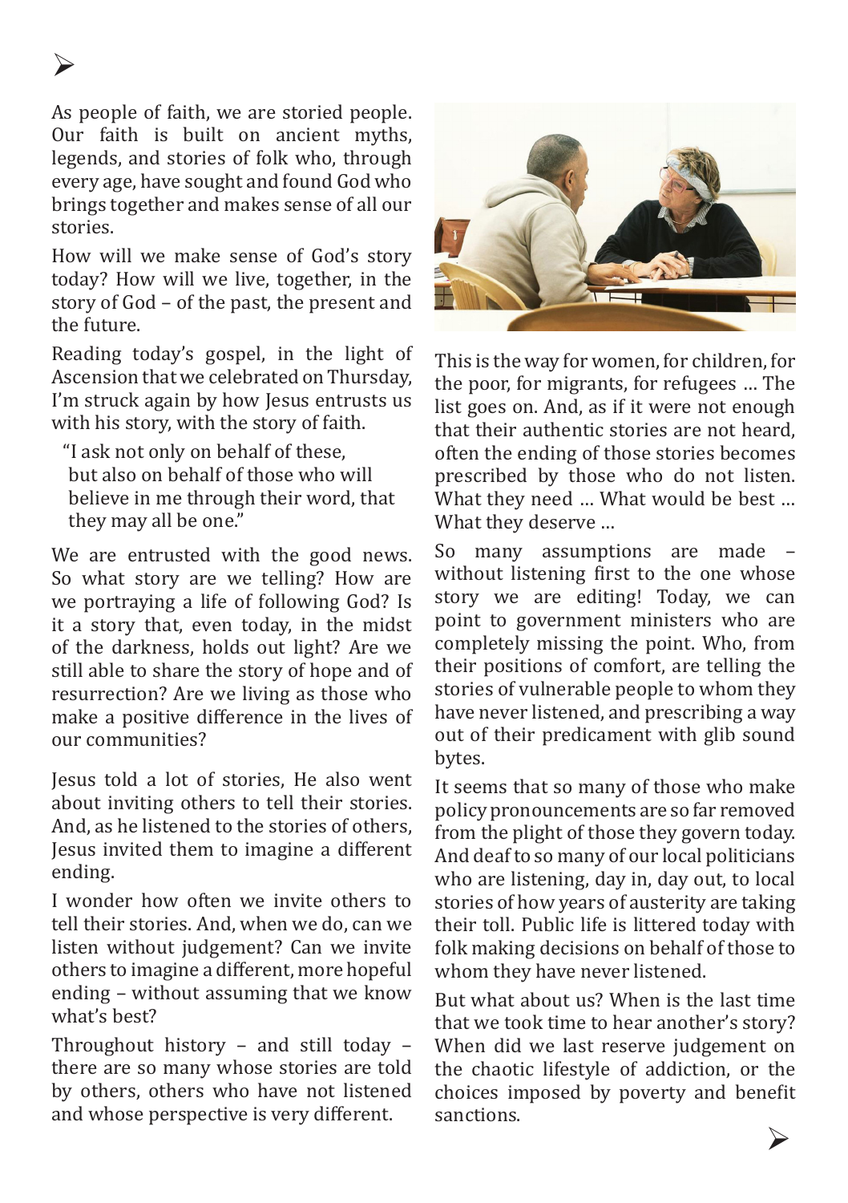As people of faith, we are storied people. Our faith is built on ancient myths, legends, and stories of folk who, through every age, have sought and found God who brings together and makes sense of all our stories.

How will we make sense of God's story today? How will we live, together, in the story of God – of the past, the present and the future.

Reading today's gospel, in the light of Ascension that we celebrated on Thursday, I'm struck again by how Jesus entrusts us with his story, with the story of faith.

> "I ask not only on behalf of these, but also on behalf of those who will believe in me through their word, that they may all be one."

We are entrusted with the good news. So what story are we telling? How are we portraying a life of following God? Is it a story that, even today, in the midst of the darkness, holds out light? Are we still able to share the story of hope and of resurrection? Are we living as those who make a positive difference in the lives of our communities?

Jesus told a lot of stories, He also went about inviting others to tell their stories. And, as he listened to the stories of others, Jesus invited them to imagine a different ending.

I wonder how often we invite others to tell their stories. And, when we do, can we listen without judgement? Can we invite others to imagine a different, more hopeful ending – without assuming that we know what's best?

Throughout history – and still today – there are so many whose stories are told by others, others who have not listened and whose perspective is very different.

This is the way for women, for children, for the poor, for migrants, for refugees ... The list goes on. And, as if it were not enough that their authentic stories are not heard, often the ending of those stories becomes prescribed by those who do not listen. What they need ... What would be best ... What they deserve ...

So many assumptions are made – without listening first to the one whose story we are editing! Today, we can point to government ministers who are completely missing the point. Who, from their positions of comfort, are telling the stories of vulnerable people to whom they have never listened, and prescribing a way out of their predicament with glib sound bytes.

It seems that so many of those who make policy pronouncements are so far removed from the plight of those they govern today. And deaf to so many of our local politicians who are listening, day in, day out, to local stories of how years of austerity are taking their toll. Public life is littered today with folk making decisions on behalf of those to whom they have never listened.

But what about us? When is the last time that we took time to hear another's story? When did we last reserve judgement on the chaotic lifestyle of addiction, or the choices imposed by poverty and benefit sanctions.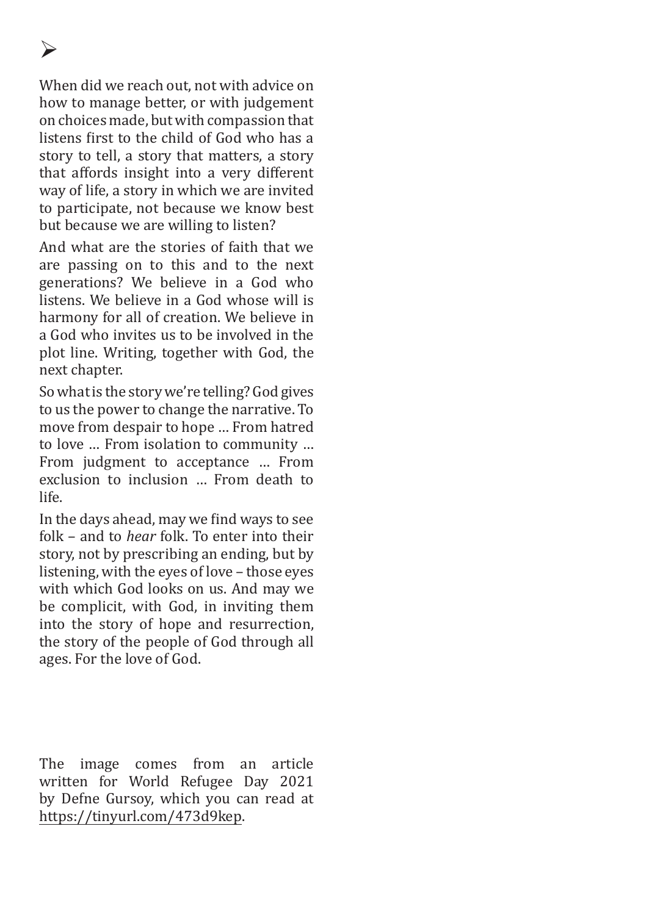➢

When did we reach out, not with advice on how to manage better, or with judgement on choices made, but with compassion that listens first to the child of God who has a story to tell, a story that matters, a story that affords insight into a very different way of life, a story in which we are invited to participate, not because we know best but because we are willing to listen?

And what are the stories of faith that we are passing on to this and to the next generations? We believe in a God who listens. We believe in a God whose will is harmony for all of creation. We believe in a God who invites us to be involved in the plot line. Writing, together with God, the next chapter.

So what is the story we're telling? God gives to us the power to change the narrative. To move from despair to hope … From hatred to love … From isolation to community … From judgment to acceptance … From exclusion to inclusion … From death to life.

In the days ahead, may we find ways to see folk – and to *hear* folk. To enter into their story, not by prescribing an ending, but by listening, with the eyes of love – those eyes with which God looks on us. And may we be complicit, with God, in inviting them into the story of hope and resurrection, the story of the people of God through all ages. For the love of God.

The image comes from an article written for World Refugee Day 2021 by Defne Gursoy, which you can read at https://tinyurl.com/473d9kep.